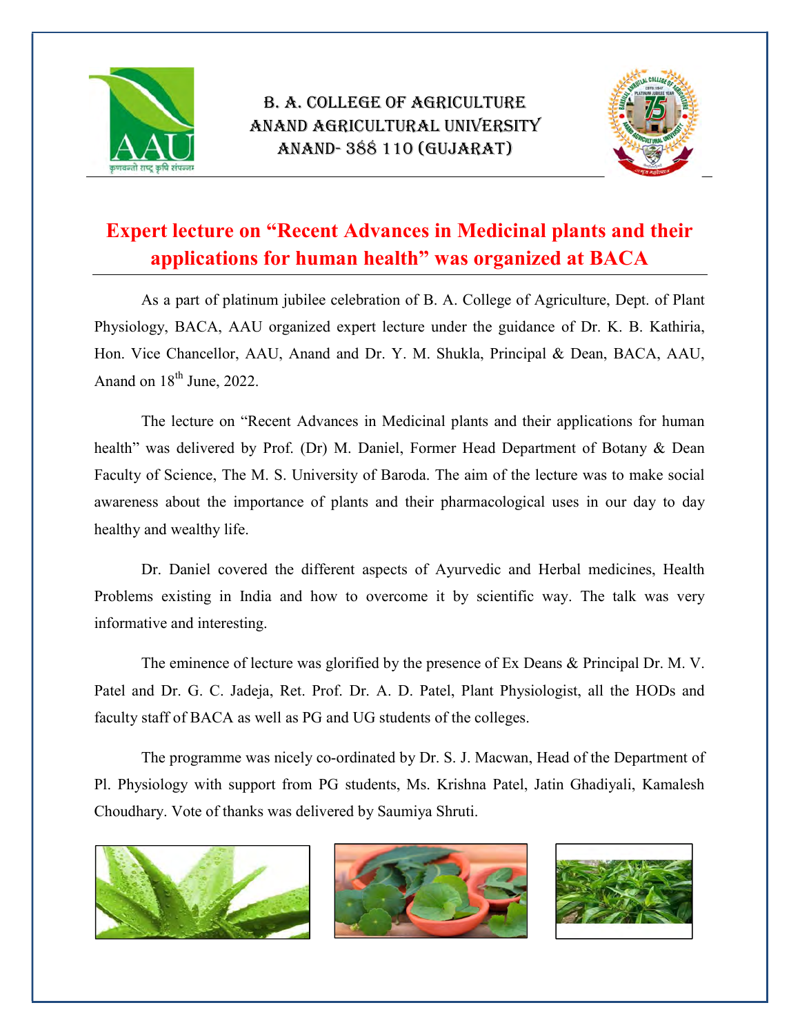B. A. COLLEGE OF AGRICULTURE
ANAND AGRICULTURAL UNIVERSITY
ANAND- 388 110 (GUJARAT)

# Expert lecture on "Recent Advances in Medicinal plants and their applications for human health" was organized at BACA

As a part of platinum jubilee celebration of B. A. College of Agriculture, Dept. of Plant Physiology, BACA, AAU organized expert lecture under the guidance of Dr. K. B. Kathiria, Hon. Vice Chancellor, AAU, Anand and Dr. Y. M. Shukla, Principal & Dean, BACA, AAU, Anand on 18th June, 2022.

The lecture on "Recent Advances in Medicinal plants and their applications for human health" was delivered by Prof. (Dr) M. Daniel, Former Head Department of Botany & Dean Faculty of Science, The M. S. University of Baroda. The aim of the lecture was to make social awareness about the importance of plants and their pharmacological uses in our day to day healthy and wealthy life.

Dr. Daniel covered the different aspects of Ayurvedic and Herbal medicines, Health Problems existing in India and how to overcome it by scientific way. The talk was very informative and interesting.

The eminence of lecture was glorified by the presence of Ex Deans & Principal Dr. M. V. Patel and Dr. G. C. Jadeja, Ret. Prof. Dr. A. D. Patel, Plant Physiologist, all the HODs and faculty staff of BACA as well as PG and UG students of the colleges.

The programme was nicely co-ordinated by Dr. S. J. Macwan, Head of the Department of Pl. Physiology with support from PG students, Ms. Krishna Patel, Jatin Ghadiyali, Kamalesh Choudhary. Vote of thanks was delivered by Saumiya Shruti.